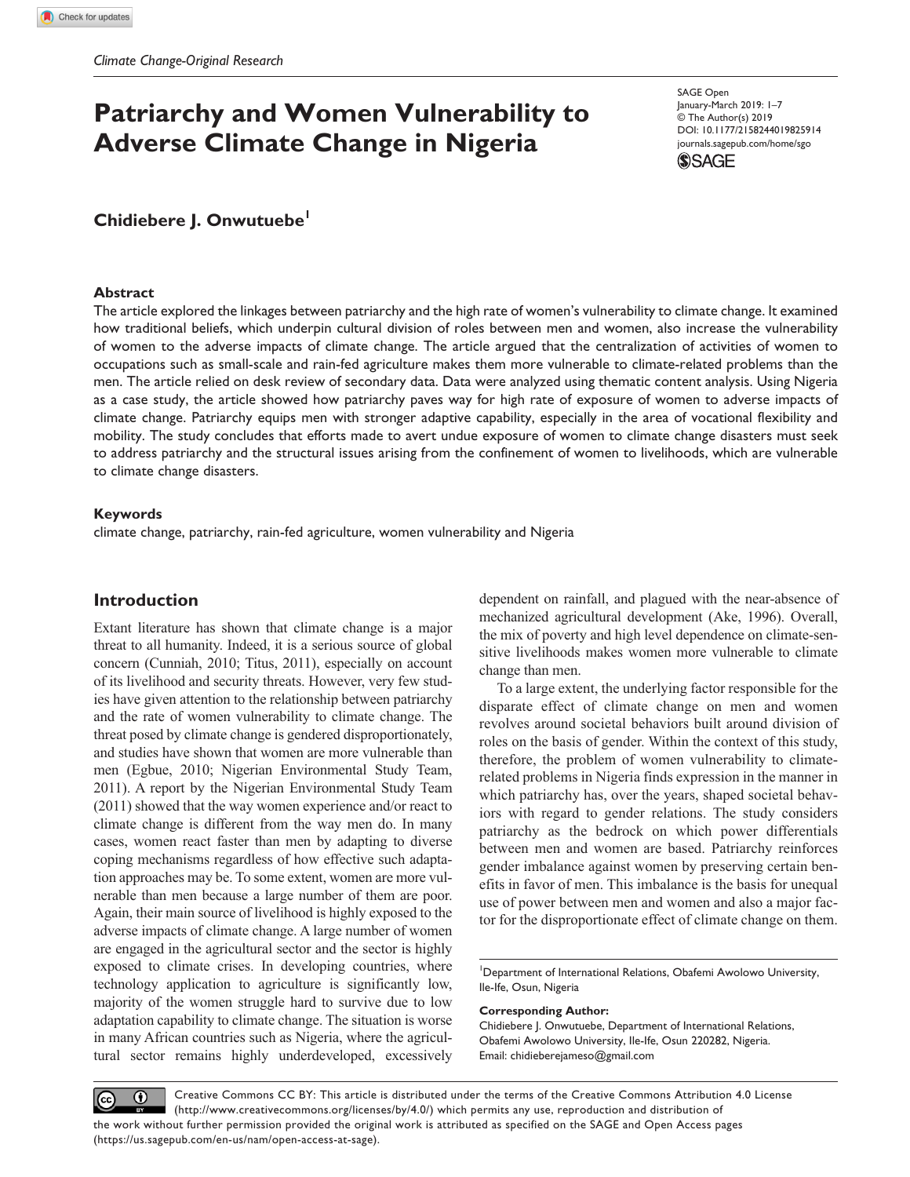*Climate Change-Original Research*

# Patriarchy and Women Vulnerability to Adverse Climate Change in Nigeria

SAGE Open
January-March 2019: 1–7
© The Author(s) 2019
DOI: 10.1177/2158244019825914
journals.sagepub.com/home/sgo

**Chidiebere J. Onwutuebe**[1]

### Abstract

The article explored the linkages between patriarchy and the high rate of women's vulnerability to climate change. It examined how traditional beliefs, which underpin cultural division of roles between men and women, also increase the vulnerability of women to the adverse impacts of climate change. The article argued that the centralization of activities of women to occupations such as small-scale and rain-fed agriculture makes them more vulnerable to climate-related problems than the men. The article relied on desk review of secondary data. Data were analyzed using thematic content analysis. Using Nigeria as a case study, the article showed how patriarchy paves way for high rate of exposure of women to adverse impacts of climate change. Patriarchy equips men with stronger adaptive capability, especially in the area of vocational flexibility and mobility. The study concludes that efforts made to avert undue exposure of women to climate change disasters must seek to address patriarchy and the structural issues arising from the confinement of women to livelihoods, which are vulnerable to climate change disasters.

### Keywords

climate change, patriarchy, rain-fed agriculture, women vulnerability and Nigeria

## Introduction

Extant literature has shown that climate change is a major threat to all humanity. Indeed, it is a serious source of global concern (Cunniah, 2010; Titus, 2011), especially on account of its livelihood and security threats. However, very few studies have given attention to the relationship between patriarchy and the rate of women vulnerability to climate change. The threat posed by climate change is gendered disproportionately, and studies have shown that women are more vulnerable than men (Egbue, 2010; Nigerian Environmental Study Team, 2011). A report by the Nigerian Environmental Study Team (2011) showed that the way women experience and/or react to climate change is different from the way men do. In many cases, women react faster than men by adapting to diverse coping mechanisms regardless of how effective such adaptation approaches may be. To some extent, women are more vulnerable than men because a large number of them are poor. Again, their main source of livelihood is highly exposed to the adverse impacts of climate change. A large number of women are engaged in the agricultural sector and the sector is highly exposed to climate crises. In developing countries, where technology application to agriculture is significantly low, majority of the women struggle hard to survive due to low adaptation capability to climate change. The situation is worse in many African countries such as Nigeria, where the agricultural sector remains highly underdeveloped, excessively dependent on rainfall, and plagued with the near-absence of mechanized agricultural development (Ake, 1996). Overall, the mix of poverty and high level dependence on climate-sensitive livelihoods makes women more vulnerable to climate change than men.

To a large extent, the underlying factor responsible for the disparate effect of climate change on men and women revolves around societal behaviors built around division of roles on the basis of gender. Within the context of this study, therefore, the problem of women vulnerability to climate-related problems in Nigeria finds expression in the manner in which patriarchy has, over the years, shaped societal behaviors with regard to gender relations. The study considers patriarchy as the bedrock on which power differentials between men and women are based. Patriarchy reinforces gender imbalance against women by preserving certain benefits in favor of men. This imbalance is the basis for unequal use of power between men and women and also a major factor for the disproportionate effect of climate change on them.

[1]Department of International Relations, Obafemi Awolowo University, Ile-Ife, Osun, Nigeria

**Corresponding Author:**
Chidiebere J. Onwutuebe, Department of International Relations, Obafemi Awolowo University, Ile-Ife, Osun 220282, Nigeria.
Email: chidieberejameso@gmail.com

Creative Commons CC BY: This article is distributed under the terms of the Creative Commons Attribution 4.0 License (http://www.creativecommons.org/licenses/by/4.0/) which permits any use, reproduction and distribution of the work without further permission provided the original work is attributed as specified on the SAGE and Open Access pages (https://us.sagepub.com/en-us/nam/open-access-at-sage).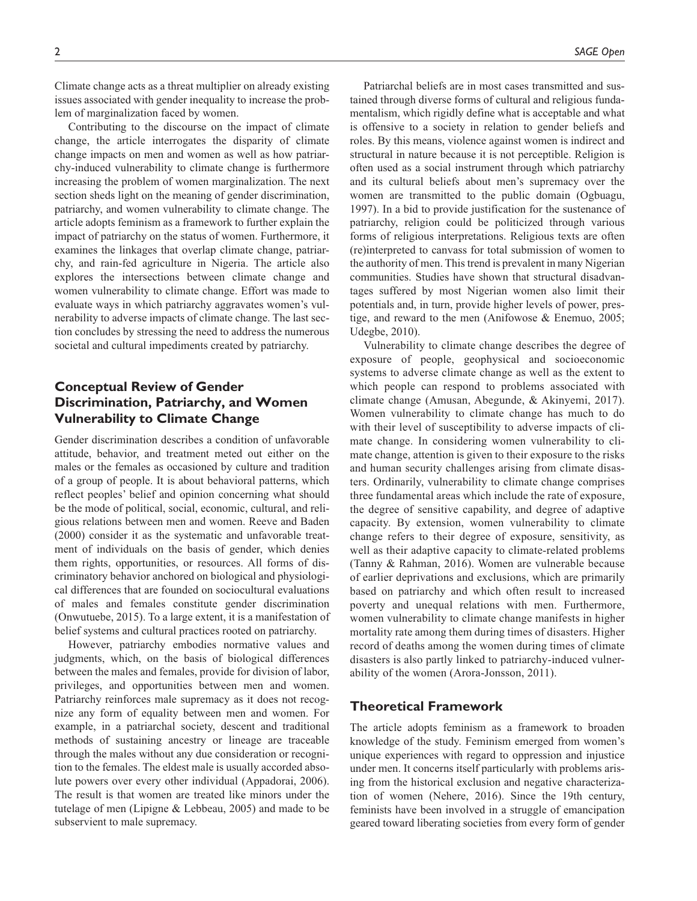Climate change acts as a threat multiplier on already existing issues associated with gender inequality to increase the problem of marginalization faced by women.

Contributing to the discourse on the impact of climate change, the article interrogates the disparity of climate change impacts on men and women as well as how patriarchy-induced vulnerability to climate change is furthermore increasing the problem of women marginalization. The next section sheds light on the meaning of gender discrimination, patriarchy, and women vulnerability to climate change. The article adopts feminism as a framework to further explain the impact of patriarchy on the status of women. Furthermore, it examines the linkages that overlap climate change, patriarchy, and rain-fed agriculture in Nigeria. The article also explores the intersections between climate change and women vulnerability to climate change. Effort was made to evaluate ways in which patriarchy aggravates women's vulnerability to adverse impacts of climate change. The last section concludes by stressing the need to address the numerous societal and cultural impediments created by patriarchy.

## Conceptual Review of Gender Discrimination, Patriarchy, and Women Vulnerability to Climate Change

Gender discrimination describes a condition of unfavorable attitude, behavior, and treatment meted out either on the males or the females as occasioned by culture and tradition of a group of people. It is about behavioral patterns, which reflect peoples' belief and opinion concerning what should be the mode of political, social, economic, cultural, and religious relations between men and women. Reeve and Baden (2000) consider it as the systematic and unfavorable treatment of individuals on the basis of gender, which denies them rights, opportunities, or resources. All forms of discriminatory behavior anchored on biological and physiological differences that are founded on sociocultural evaluations of males and females constitute gender discrimination (Onwutuebe, 2015). To a large extent, it is a manifestation of belief systems and cultural practices rooted on patriarchy.

However, patriarchy embodies normative values and judgments, which, on the basis of biological differences between the males and females, provide for division of labor, privileges, and opportunities between men and women. Patriarchy reinforces male supremacy as it does not recognize any form of equality between men and women. For example, in a patriarchal society, descent and traditional methods of sustaining ancestry or lineage are traceable through the males without any due consideration or recognition to the females. The eldest male is usually accorded absolute powers over every other individual (Appadorai, 2006). The result is that women are treated like minors under the tutelage of men (Lipigne & Lebbeau, 2005) and made to be subservient to male supremacy.

Patriarchal beliefs are in most cases transmitted and sustained through diverse forms of cultural and religious fundamentalism, which rigidly define what is acceptable and what is offensive to a society in relation to gender beliefs and roles. By this means, violence against women is indirect and structural in nature because it is not perceptible. Religion is often used as a social instrument through which patriarchy and its cultural beliefs about men's supremacy over the women are transmitted to the public domain (Ogbuagu, 1997). In a bid to provide justification for the sustenance of patriarchy, religion could be politicized through various forms of religious interpretations. Religious texts are often (re)interpreted to canvass for total submission of women to the authority of men. This trend is prevalent in many Nigerian communities. Studies have shown that structural disadvantages suffered by most Nigerian women also limit their potentials and, in turn, provide higher levels of power, prestige, and reward to the men (Anifowose & Enemuo, 2005; Udegbe, 2010).

Vulnerability to climate change describes the degree of exposure of people, geophysical and socioeconomic systems to adverse climate change as well as the extent to which people can respond to problems associated with climate change (Amusan, Abegunde, & Akinyemi, 2017). Women vulnerability to climate change has much to do with their level of susceptibility to adverse impacts of climate change. In considering women vulnerability to climate change, attention is given to their exposure to the risks and human security challenges arising from climate disasters. Ordinarily, vulnerability to climate change comprises three fundamental areas which include the rate of exposure, the degree of sensitive capability, and degree of adaptive capacity. By extension, women vulnerability to climate change refers to their degree of exposure, sensitivity, as well as their adaptive capacity to climate-related problems (Tanny & Rahman, 2016). Women are vulnerable because of earlier deprivations and exclusions, which are primarily based on patriarchy and which often result to increased poverty and unequal relations with men. Furthermore, women vulnerability to climate change manifests in higher mortality rate among them during times of disasters. Higher record of deaths among the women during times of climate disasters is also partly linked to patriarchy-induced vulnerability of the women (Arora-Jonsson, 2011).

## Theoretical Framework

The article adopts feminism as a framework to broaden knowledge of the study. Feminism emerged from women's unique experiences with regard to oppression and injustice under men. It concerns itself particularly with problems arising from the historical exclusion and negative characterization of women (Nehere, 2016). Since the 19th century, feminists have been involved in a struggle of emancipation geared toward liberating societies from every form of gender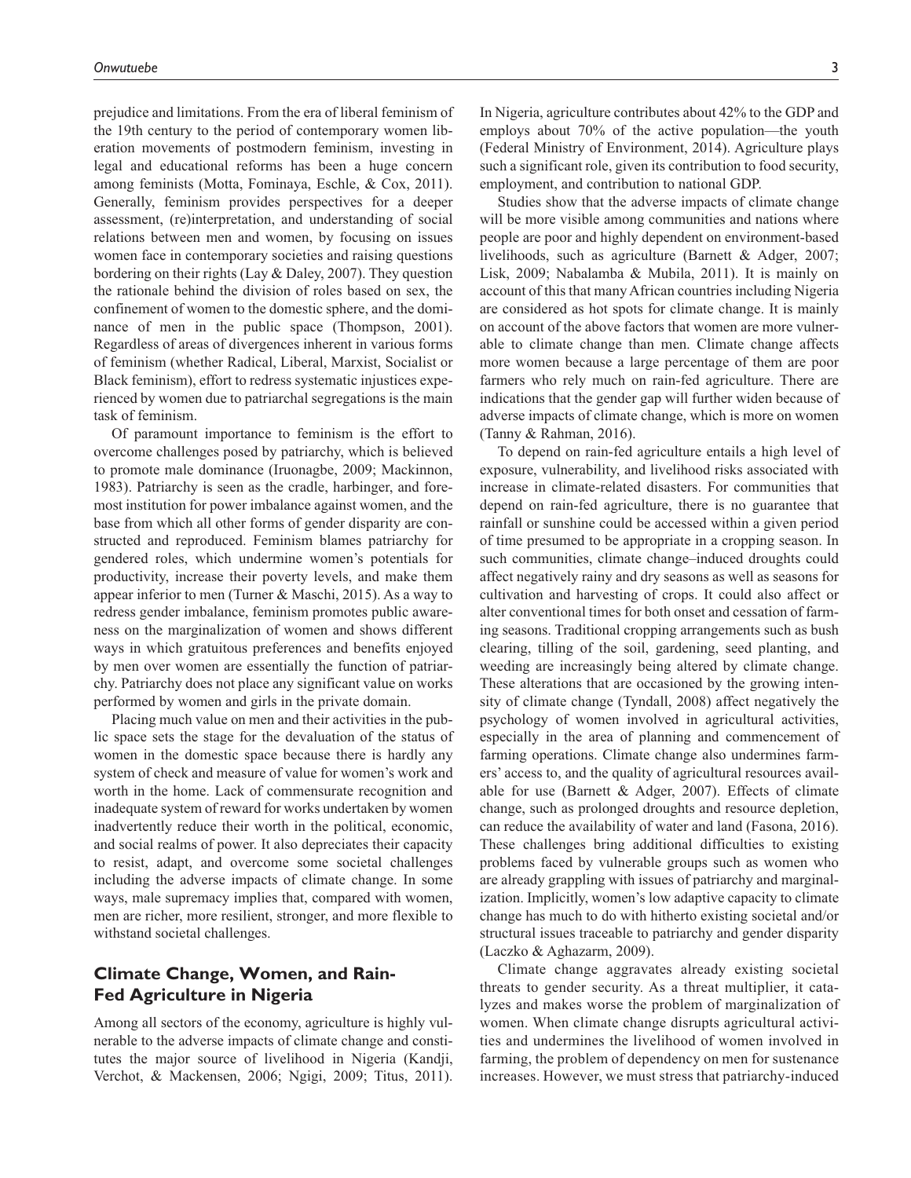prejudice and limitations. From the era of liberal feminism of the 19th century to the period of contemporary women liberation movements of postmodern feminism, investing in legal and educational reforms has been a huge concern among feminists (Motta, Fominaya, Eschle, & Cox, 2011). Generally, feminism provides perspectives for a deeper assessment, (re)interpretation, and understanding of social relations between men and women, by focusing on issues women face in contemporary societies and raising questions bordering on their rights (Lay & Daley, 2007). They question the rationale behind the division of roles based on sex, the confinement of women to the domestic sphere, and the dominance of men in the public space (Thompson, 2001). Regardless of areas of divergences inherent in various forms of feminism (whether Radical, Liberal, Marxist, Socialist or Black feminism), effort to redress systematic injustices experienced by women due to patriarchal segregations is the main task of feminism.

Of paramount importance to feminism is the effort to overcome challenges posed by patriarchy, which is believed to promote male dominance (Iruonagbe, 2009; Mackinnon, 1983). Patriarchy is seen as the cradle, harbinger, and foremost institution for power imbalance against women, and the base from which all other forms of gender disparity are constructed and reproduced. Feminism blames patriarchy for gendered roles, which undermine women's potentials for productivity, increase their poverty levels, and make them appear inferior to men (Turner & Maschi, 2015). As a way to redress gender imbalance, feminism promotes public awareness on the marginalization of women and shows different ways in which gratuitous preferences and benefits enjoyed by men over women are essentially the function of patriarchy. Patriarchy does not place any significant value on works performed by women and girls in the private domain.

Placing much value on men and their activities in the public space sets the stage for the devaluation of the status of women in the domestic space because there is hardly any system of check and measure of value for women's work and worth in the home. Lack of commensurate recognition and inadequate system of reward for works undertaken by women inadvertently reduce their worth in the political, economic, and social realms of power. It also depreciates their capacity to resist, adapt, and overcome some societal challenges including the adverse impacts of climate change. In some ways, male supremacy implies that, compared with women, men are richer, more resilient, stronger, and more flexible to withstand societal challenges.

## Climate Change, Women, and Rain-Fed Agriculture in Nigeria

Among all sectors of the economy, agriculture is highly vulnerable to the adverse impacts of climate change and constitutes the major source of livelihood in Nigeria (Kandji, Verchot, & Mackensen, 2006; Ngigi, 2009; Titus, 2011). In Nigeria, agriculture contributes about 42% to the GDP and employs about 70% of the active population—the youth (Federal Ministry of Environment, 2014). Agriculture plays such a significant role, given its contribution to food security, employment, and contribution to national GDP.

Studies show that the adverse impacts of climate change will be more visible among communities and nations where people are poor and highly dependent on environment-based livelihoods, such as agriculture (Barnett & Adger, 2007; Lisk, 2009; Nabalamba & Mubila, 2011). It is mainly on account of this that many African countries including Nigeria are considered as hot spots for climate change. It is mainly on account of the above factors that women are more vulnerable to climate change than men. Climate change affects more women because a large percentage of them are poor farmers who rely much on rain-fed agriculture. There are indications that the gender gap will further widen because of adverse impacts of climate change, which is more on women (Tanny & Rahman, 2016).

To depend on rain-fed agriculture entails a high level of exposure, vulnerability, and livelihood risks associated with increase in climate-related disasters. For communities that depend on rain-fed agriculture, there is no guarantee that rainfall or sunshine could be accessed within a given period of time presumed to be appropriate in a cropping season. In such communities, climate change–induced droughts could affect negatively rainy and dry seasons as well as seasons for cultivation and harvesting of crops. It could also affect or alter conventional times for both onset and cessation of farming seasons. Traditional cropping arrangements such as bush clearing, tilling of the soil, gardening, seed planting, and weeding are increasingly being altered by climate change. These alterations that are occasioned by the growing intensity of climate change (Tyndall, 2008) affect negatively the psychology of women involved in agricultural activities, especially in the area of planning and commencement of farming operations. Climate change also undermines farmers' access to, and the quality of agricultural resources available for use (Barnett & Adger, 2007). Effects of climate change, such as prolonged droughts and resource depletion, can reduce the availability of water and land (Fasona, 2016). These challenges bring additional difficulties to existing problems faced by vulnerable groups such as women who are already grappling with issues of patriarchy and marginalization. Implicitly, women's low adaptive capacity to climate change has much to do with hitherto existing societal and/or structural issues traceable to patriarchy and gender disparity (Laczko & Aghazarm, 2009).

Climate change aggravates already existing societal threats to gender security. As a threat multiplier, it catalyzes and makes worse the problem of marginalization of women. When climate change disrupts agricultural activities and undermines the livelihood of women involved in farming, the problem of dependency on men for sustenance increases. However, we must stress that patriarchy-induced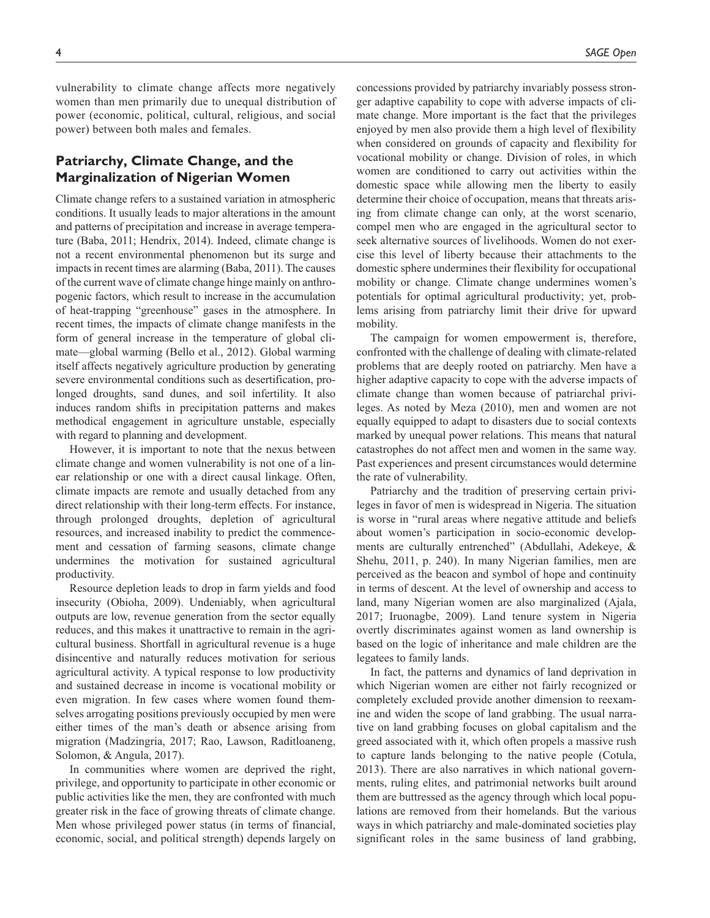vulnerability to climate change affects more negatively women than men primarily due to unequal distribution of power (economic, political, cultural, religious, and social power) between both males and females.

## Patriarchy, Climate Change, and the Marginalization of Nigerian Women

Climate change refers to a sustained variation in atmospheric conditions. It usually leads to major alterations in the amount and patterns of precipitation and increase in average temperature (Baba, 2011; Hendrix, 2014). Indeed, climate change is not a recent environmental phenomenon but its surge and impacts in recent times are alarming (Baba, 2011). The causes of the current wave of climate change hinge mainly on anthropogenic factors, which result to increase in the accumulation of heat-trapping "greenhouse" gases in the atmosphere. In recent times, the impacts of climate change manifests in the form of general increase in the temperature of global climate—global warming (Bello et al., 2012). Global warming itself affects negatively agriculture production by generating severe environmental conditions such as desertification, prolonged droughts, sand dunes, and soil infertility. It also induces random shifts in precipitation patterns and makes methodical engagement in agriculture unstable, especially with regard to planning and development.

However, it is important to note that the nexus between climate change and women vulnerability is not one of a linear relationship or one with a direct causal linkage. Often, climate impacts are remote and usually detached from any direct relationship with their long-term effects. For instance, through prolonged droughts, depletion of agricultural resources, and increased inability to predict the commencement and cessation of farming seasons, climate change undermines the motivation for sustained agricultural productivity.

Resource depletion leads to drop in farm yields and food insecurity (Obioha, 2009). Undeniably, when agricultural outputs are low, revenue generation from the sector equally reduces, and this makes it unattractive to remain in the agricultural business. Shortfall in agricultural revenue is a huge disincentive and naturally reduces motivation for serious agricultural activity. A typical response to low productivity and sustained decrease in income is vocational mobility or even migration. In few cases where women found themselves arrogating positions previously occupied by men were either times of the man's death or absence arising from migration (Madzingria, 2017; Rao, Lawson, Raditloaneng, Solomon, & Angula, 2017).

In communities where women are deprived the right, privilege, and opportunity to participate in other economic or public activities like the men, they are confronted with much greater risk in the face of growing threats of climate change. Men whose privileged power status (in terms of financial, economic, social, and political strength) depends largely on concessions provided by patriarchy invariably possess stronger adaptive capability to cope with adverse impacts of climate change. More important is the fact that the privileges enjoyed by men also provide them a high level of flexibility when considered on grounds of capacity and flexibility for vocational mobility or change. Division of roles, in which women are conditioned to carry out activities within the domestic space while allowing men the liberty to easily determine their choice of occupation, means that threats arising from climate change can only, at the worst scenario, compel men who are engaged in the agricultural sector to seek alternative sources of livelihoods. Women do not exercise this level of liberty because their attachments to the domestic sphere undermines their flexibility for occupational mobility or change. Climate change undermines women's potentials for optimal agricultural productivity; yet, problems arising from patriarchy limit their drive for upward mobility.

The campaign for women empowerment is, therefore, confronted with the challenge of dealing with climate-related problems that are deeply rooted on patriarchy. Men have a higher adaptive capacity to cope with the adverse impacts of climate change than women because of patriarchal privileges. As noted by Meza (2010), men and women are not equally equipped to adapt to disasters due to social contexts marked by unequal power relations. This means that natural catastrophes do not affect men and women in the same way. Past experiences and present circumstances would determine the rate of vulnerability.

Patriarchy and the tradition of preserving certain privileges in favor of men is widespread in Nigeria. The situation is worse in "rural areas where negative attitude and beliefs about women's participation in socio-economic developments are culturally entrenched" (Abdullahi, Adekeye, & Shehu, 2011, p. 240). In many Nigerian families, men are perceived as the beacon and symbol of hope and continuity in terms of descent. At the level of ownership and access to land, many Nigerian women are also marginalized (Ajala, 2017; Iruonagbe, 2009). Land tenure system in Nigeria overtly discriminates against women as land ownership is based on the logic of inheritance and male children are the legatees to family lands.

In fact, the patterns and dynamics of land deprivation in which Nigerian women are either not fairly recognized or completely excluded provide another dimension to reexamine and widen the scope of land grabbing. The usual narrative on land grabbing focuses on global capitalism and the greed associated with it, which often propels a massive rush to capture lands belonging to the native people (Cotula, 2013). There are also narratives in which national governments, ruling elites, and patrimonial networks built around them are buttressed as the agency through which local populations are removed from their homelands. But the various ways in which patriarchy and male-dominated societies play significant roles in the same business of land grabbing,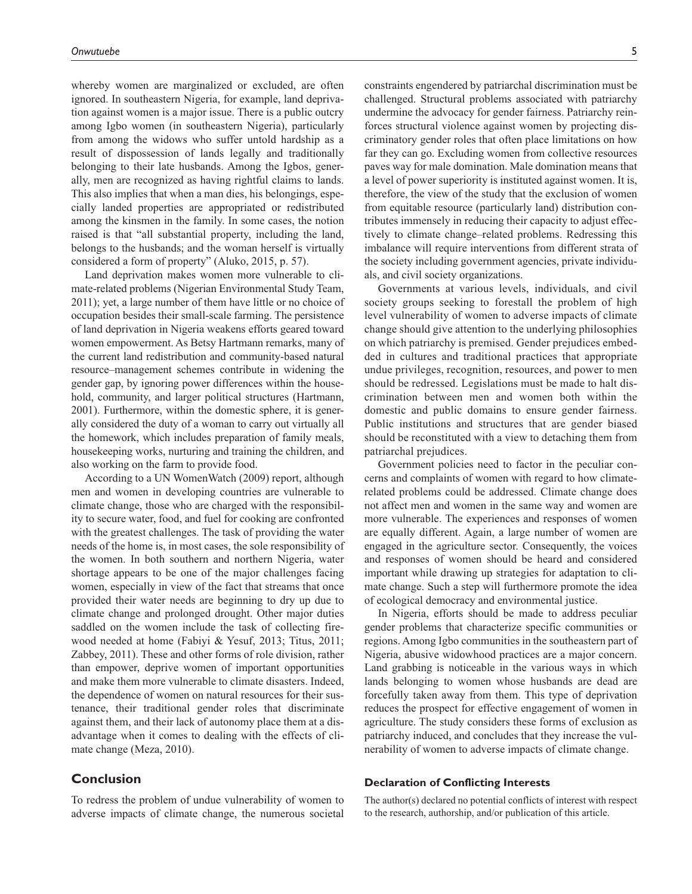whereby women are marginalized or excluded, are often ignored. In southeastern Nigeria, for example, land deprivation against women is a major issue. There is a public outcry among Igbo women (in southeastern Nigeria), particularly from among the widows who suffer untold hardship as a result of dispossession of lands legally and traditionally belonging to their late husbands. Among the Igbos, generally, men are recognized as having rightful claims to lands. This also implies that when a man dies, his belongings, especially landed properties are appropriated or redistributed among the kinsmen in the family. In some cases, the notion raised is that "all substantial property, including the land, belongs to the husbands; and the woman herself is virtually considered a form of property" (Aluko, 2015, p. 57).

Land deprivation makes women more vulnerable to climate-related problems (Nigerian Environmental Study Team, 2011); yet, a large number of them have little or no choice of occupation besides their small-scale farming. The persistence of land deprivation in Nigeria weakens efforts geared toward women empowerment. As Betsy Hartmann remarks, many of the current land redistribution and community-based natural resource–management schemes contribute in widening the gender gap, by ignoring power differences within the household, community, and larger political structures (Hartmann, 2001). Furthermore, within the domestic sphere, it is generally considered the duty of a woman to carry out virtually all the homework, which includes preparation of family meals, housekeeping works, nurturing and training the children, and also working on the farm to provide food.

According to a UN WomenWatch (2009) report, although men and women in developing countries are vulnerable to climate change, those who are charged with the responsibility to secure water, food, and fuel for cooking are confronted with the greatest challenges. The task of providing the water needs of the home is, in most cases, the sole responsibility of the women. In both southern and northern Nigeria, water shortage appears to be one of the major challenges facing women, especially in view of the fact that streams that once provided their water needs are beginning to dry up due to climate change and prolonged drought. Other major duties saddled on the women include the task of collecting firewood needed at home (Fabiyi & Yesuf, 2013; Titus, 2011; Zabbey, 2011). These and other forms of role division, rather than empower, deprive women of important opportunities and make them more vulnerable to climate disasters. Indeed, the dependence of women on natural resources for their sustenance, their traditional gender roles that discriminate against them, and their lack of autonomy place them at a disadvantage when it comes to dealing with the effects of climate change (Meza, 2010).

## Conclusion

To redress the problem of undue vulnerability of women to adverse impacts of climate change, the numerous societal constraints engendered by patriarchal discrimination must be challenged. Structural problems associated with patriarchy undermine the advocacy for gender fairness. Patriarchy reinforces structural violence against women by projecting discriminatory gender roles that often place limitations on how far they can go. Excluding women from collective resources paves way for male domination. Male domination means that a level of power superiority is instituted against women. It is, therefore, the view of the study that the exclusion of women from equitable resource (particularly land) distribution contributes immensely in reducing their capacity to adjust effectively to climate change–related problems. Redressing this imbalance will require interventions from different strata of the society including government agencies, private individuals, and civil society organizations.

Governments at various levels, individuals, and civil society groups seeking to forestall the problem of high level vulnerability of women to adverse impacts of climate change should give attention to the underlying philosophies on which patriarchy is premised. Gender prejudices embedded in cultures and traditional practices that appropriate undue privileges, recognition, resources, and power to men should be redressed. Legislations must be made to halt discrimination between men and women both within the domestic and public domains to ensure gender fairness. Public institutions and structures that are gender biased should be reconstituted with a view to detaching them from patriarchal prejudices.

Government policies need to factor in the peculiar concerns and complaints of women with regard to how climate-related problems could be addressed. Climate change does not affect men and women in the same way and women are more vulnerable. The experiences and responses of women are equally different. Again, a large number of women are engaged in the agriculture sector. Consequently, the voices and responses of women should be heard and considered important while drawing up strategies for adaptation to climate change. Such a step will furthermore promote the idea of ecological democracy and environmental justice.

In Nigeria, efforts should be made to address peculiar gender problems that characterize specific communities or regions. Among Igbo communities in the southeastern part of Nigeria, abusive widowhood practices are a major concern. Land grabbing is noticeable in the various ways in which lands belonging to women whose husbands are dead are forcefully taken away from them. This type of deprivation reduces the prospect for effective engagement of women in agriculture. The study considers these forms of exclusion as patriarchy induced, and concludes that they increase the vulnerability of women to adverse impacts of climate change.

### Declaration of Conflicting Interests

The author(s) declared no potential conflicts of interest with respect to the research, authorship, and/or publication of this article.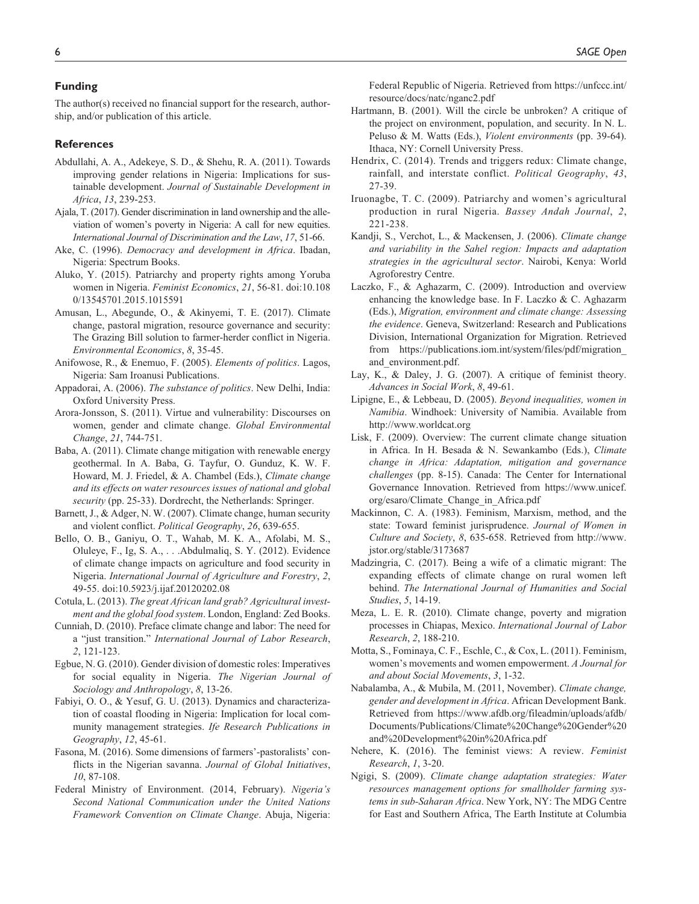## Funding

The author(s) received no financial support for the research, authorship, and/or publication of this article.

## References

Abdullahi, A. A., Adekeye, S. D., & Shehu, R. A. (2011). Towards improving gender relations in Nigeria: Implications for sustainable development. *Journal of Sustainable Development in Africa*, *13*, 239-253.

Ajala, T. (2017). Gender discrimination in land ownership and the alleviation of women's poverty in Nigeria: A call for new equities. *International Journal of Discrimination and the Law*, *17*, 51-66.

Ake, C. (1996). *Democracy and development in Africa*. Ibadan, Nigeria: Spectrum Books.

Aluko, Y. (2015). Patriarchy and property rights among Yoruba women in Nigeria. *Feminist Economics*, *21*, 56-81. doi:10.1080/13545701.2015.1015591

Amusan, L., Abegunde, O., & Akinyemi, T. E. (2017). Climate change, pastoral migration, resource governance and security: The Grazing Bill solution to farmer-herder conflict in Nigeria. *Environmental Economics*, *8*, 35-45.

Anifowose, R., & Enemuo, F. (2005). *Elements of politics*. Lagos, Nigeria: Sam Iroanusi Publications.

Appadorai, A. (2006). *The substance of politics*. New Delhi, India: Oxford University Press.

Arora-Jonsson, S. (2011). Virtue and vulnerability: Discourses on women, gender and climate change. *Global Environmental Change*, *21*, 744-751.

Baba, A. (2011). Climate change mitigation with renewable energy geothermal. In A. Baba, G. Tayfur, O. Gunduz, K. W. F. Howard, M. J. Friedel, & A. Chambel (Eds.), *Climate change and its effects on water resources issues of national and global security* (pp. 25-33). Dordrecht, the Netherlands: Springer.

Barnett, J., & Adger, N. W. (2007). Climate change, human security and violent conflict. *Political Geography*, *26*, 639-655.

Bello, O. B., Ganiyu, O. T., Wahab, M. K. A., Afolabi, M. S., Oluleye, F., Ig, S. A., . . . Abdulmaliq, S. Y. (2012). Evidence of climate change impacts on agriculture and food security in Nigeria. *International Journal of Agriculture and Forestry*, *2*, 49-55. doi:10.5923/j.ijaf.20120202.08

Cotula, L. (2013). *The great African land grab? Agricultural investment and the global food system*. London, England: Zed Books.

Cunniah, D. (2010). Preface climate change and labor: The need for a "just transition." *International Journal of Labor Research*, *2*, 121-123.

Egbue, N. G. (2010). Gender division of domestic roles: Imperatives for social equality in Nigeria. *The Nigerian Journal of Sociology and Anthropology*, *8*, 13-26.

Fabiyi, O. O., & Yesuf, G. U. (2013). Dynamics and characterization of coastal flooding in Nigeria: Implication for local community management strategies. *Ife Research Publications in Geography*, *12*, 45-61.

Fasona, M. (2016). Some dimensions of farmers'-pastoralists' conflicts in the Nigerian savanna. *Journal of Global Initiatives*, *10*, 87-108.

Federal Ministry of Environment. (2014, February). *Nigeria's Second National Communication under the United Nations Framework Convention on Climate Change*. Abuja, Nigeria: Federal Republic of Nigeria. Retrieved from https://unfccc.int/resource/docs/natc/nganc2.pdf

Hartmann, B. (2001). Will the circle be unbroken? A critique of the project on environment, population, and security. In N. L. Peluso & M. Watts (Eds.), *Violent environments* (pp. 39-64). Ithaca, NY: Cornell University Press.

Hendrix, C. (2014). Trends and triggers redux: Climate change, rainfall, and interstate conflict. *Political Geography*, *43*, 27-39.

Iruonagbe, T. C. (2009). Patriarchy and women's agricultural production in rural Nigeria. *Bassey Andah Journal*, *2*, 221-238.

Kandji, S., Verchot, L., & Mackensen, J. (2006). *Climate change and variability in the Sahel region: Impacts and adaptation strategies in the agricultural sector*. Nairobi, Kenya: World Agroforestry Centre.

Laczko, F., & Aghazarm, C. (2009). Introduction and overview enhancing the knowledge base. In F. Laczko & C. Aghazarm (Eds.), *Migration, environment and climate change: Assessing the evidence*. Geneva, Switzerland: Research and Publications Division, International Organization for Migration. Retrieved from https://publications.iom.int/system/files/pdf/migration_and_environment.pdf.

Lay, K., & Daley, J. G. (2007). A critique of feminist theory. *Advances in Social Work*, *8*, 49-61.

Lipigne, E., & Lebbeau, D. (2005). *Beyond inequalities, women in Namibia*. Windhoek: University of Namibia. Available from http://www.worldcat.org

Lisk, F. (2009). Overview: The current climate change situation in Africa. In H. Besada & N. Sewankambo (Eds.), *Climate change in Africa: Adaptation, mitigation and governance challenges* (pp. 8-15). Canada: The Center for International Governance Innovation. Retrieved from https://www.unicef.org/esaro/Climate_Change_in_Africa.pdf

Mackinnon, C. A. (1983). Feminism, Marxism, method, and the state: Toward feminist jurisprudence. *Journal of Women in Culture and Society*, *8*, 635-658. Retrieved from http://www.jstor.org/stable/3173687

Madzingria, C. (2017). Being a wife of a climatic migrant: The expanding effects of climate change on rural women left behind. *The International Journal of Humanities and Social Studies*, *5*, 14-19.

Meza, L. E. R. (2010). Climate change, poverty and migration processes in Chiapas, Mexico. *International Journal of Labor Research*, *2*, 188-210.

Motta, S., Fominaya, C. F., Eschle, C., & Cox, L. (2011). Feminism, women's movements and women empowerment. *A Journal for and about Social Movements*, *3*, 1-32.

Nabalamba, A., & Mubila, M. (2011, November). *Climate change, gender and development in Africa*. African Development Bank. Retrieved from https://www.afdb.org/fileadmin/uploads/afdb/Documents/Publications/Climate%20Change%20Gender%20and%20Development%20in%20Africa.pdf

Nehere, K. (2016). The feminist views: A review. *Feminist Research*, *1*, 3-20.

Ngigi, S. (2009). *Climate change adaptation strategies: Water resources management options for smallholder farming systems in sub-Saharan Africa*. New York, NY: The MDG Centre for East and Southern Africa, The Earth Institute at Columbia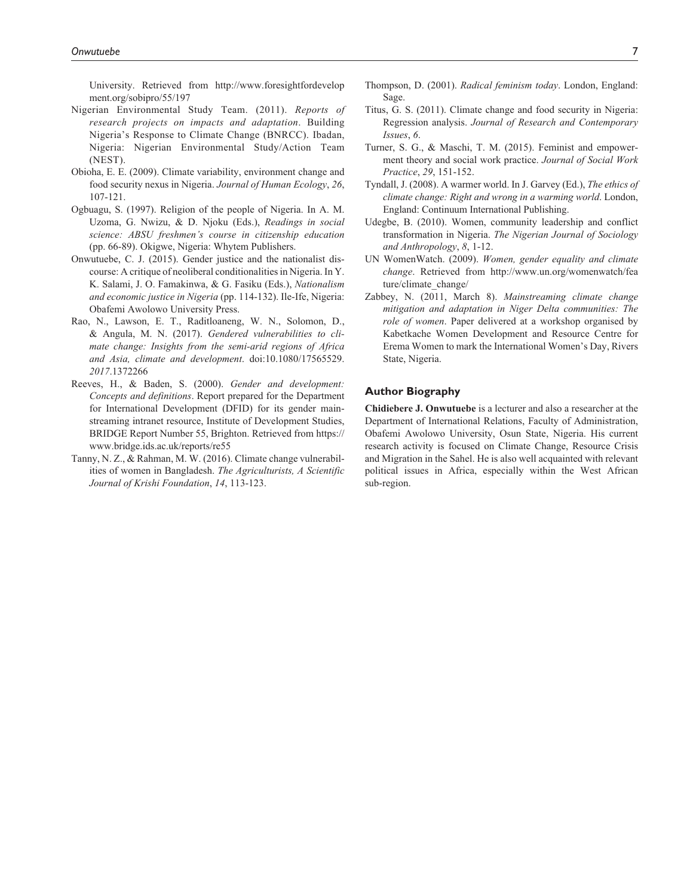University. Retrieved from http://www.foresightfordevelopment.org/sobipro/55/197

Nigerian Environmental Study Team. (2011). *Reports of research projects on impacts and adaptation*. Building Nigeria's Response to Climate Change (BNRCC). Ibadan, Nigeria: Nigerian Environmental Study/Action Team (NEST).

Obioha, E. E. (2009). Climate variability, environment change and food security nexus in Nigeria. *Journal of Human Ecology*, *26*, 107-121.

Ogbuagu, S. (1997). Religion of the people of Nigeria. In A. M. Uzoma, G. Nwizu, & D. Njoku (Eds.), *Readings in social science: ABSU freshmen's course in citizenship education* (pp. 66-89). Okigwe, Nigeria: Whytem Publishers.

Onwutuebe, C. J. (2015). Gender justice and the nationalist discourse: A critique of neoliberal conditionalities in Nigeria. In Y. K. Salami, J. O. Famakinwa, & G. Fasiku (Eds.), *Nationalism and economic justice in Nigeria* (pp. 114-132). Ile-Ife, Nigeria: Obafemi Awolowo University Press.

Rao, N., Lawson, E. T., Raditloaneng, W. N., Solomon, D., & Angula, M. N. (2017). *Gendered vulnerabilities to climate change: Insights from the semi-arid regions of Africa and Asia, climate and development*. doi:10.1080/17565529.*2017*.1372266

Reeves, H., & Baden, S. (2000). *Gender and development: Concepts and definitions*. Report prepared for the Department for International Development (DFID) for its gender mainstreaming intranet resource, Institute of Development Studies, BRIDGE Report Number 55, Brighton. Retrieved from https://www.bridge.ids.ac.uk/reports/re55

Tanny, N. Z., & Rahman, M. W. (2016). Climate change vulnerabilities of women in Bangladesh. *The Agriculturists, A Scientific Journal of Krishi Foundation*, *14*, 113-123.

Thompson, D. (2001). *Radical feminism today*. London, England: Sage.

Titus, G. S. (2011). Climate change and food security in Nigeria: Regression analysis. *Journal of Research and Contemporary Issues*, *6*.

Turner, S. G., & Maschi, T. M. (2015). Feminist and empowerment theory and social work practice. *Journal of Social Work Practice*, *29*, 151-152.

Tyndall, J. (2008). A warmer world. In J. Garvey (Ed.), *The ethics of climate change: Right and wrong in a warming world*. London, England: Continuum International Publishing.

Udegbe, B. (2010). Women, community leadership and conflict transformation in Nigeria. *The Nigerian Journal of Sociology and Anthropology*, *8*, 1-12.

UN WomenWatch. (2009). *Women, gender equality and climate change*. Retrieved from http://www.un.org/womenwatch/feature/climate_change/

Zabbey, N. (2011, March 8). *Mainstreaming climate change mitigation and adaptation in Niger Delta communities: The role of women*. Paper delivered at a workshop organised by Kabetkache Women Development and Resource Centre for Erema Women to mark the International Women's Day, Rivers State, Nigeria.

## Author Biography

**Chidiebere J. Onwutuebe** is a lecturer and also a researcher at the Department of International Relations, Faculty of Administration, Obafemi Awolowo University, Osun State, Nigeria. His current research activity is focused on Climate Change, Resource Crisis and Migration in the Sahel. He is also well acquainted with relevant political issues in Africa, especially within the West African sub-region.